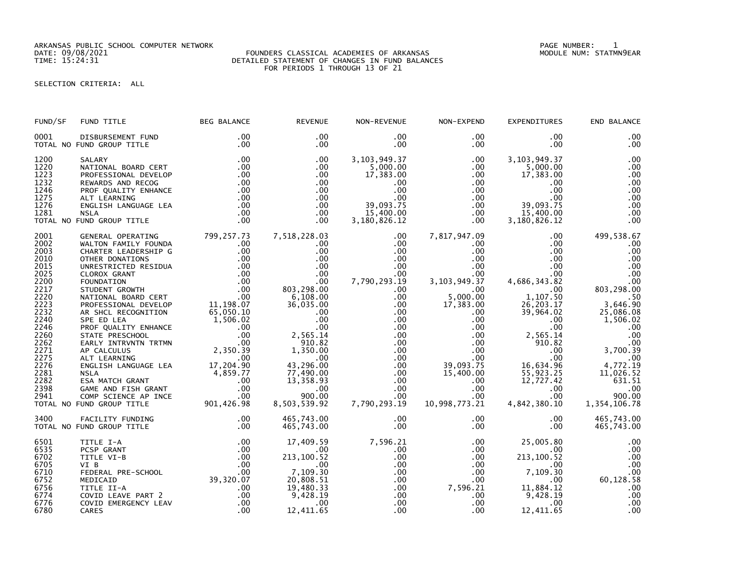ARKANSAS PUBLIC SCHOOL COMPUTER NETWORK
DATE: 09/08/2021
TIME: 15:24:31

FOUNDERS CLASSICAL ACADEMIES OF ARKANSAS
DETAILED STATEMENT OF CHANGES IN FUND BALANCES
FOR PERIODS 1 THROUGH 13 OF 21

PAGE NUMBER: 1
MODULE NUM: STATMN9EAR

SELECTION CRITERIA: ALL

| FUND/SF | FUND TITLE | BEG BALANCE | REVENUE | NON-REVENUE | NON-EXPEND | EXPENDITURES | END BALANCE |
|---|---|---|---|---|---|---|---|
| 0001 | DISBURSEMENT FUND | .00 | .00 | .00 | .00 | .00 | .00 |
| | TOTAL NO FUND GROUP TITLE | .00 | .00 | .00 | .00 | .00 | .00 |
| 1200 | SALARY | .00 | .00 | 3,103,949.37 | .00 | 3,103,949.37 | .00 |
| 1220 | NATIONAL BOARD CERT | .00 | .00 | 5,000.00 | .00 | 5,000.00 | .00 |
| 1223 | PROFESSIONAL DEVELOP | .00 | .00 | 17,383.00 | .00 | 17,383.00 | .00 |
| 1232 | REWARDS AND RECOG | .00 | .00 | .00 | .00 | .00 | .00 |
| 1246 | PROF QUALITY ENHANCE | .00 | .00 | .00 | .00 | .00 | .00 |
| 1275 | ALT LEARNING | .00 | .00 | .00 | .00 | .00 | .00 |
| 1276 | ENGLISH LANGUAGE LEA | .00 | .00 | 39,093.75 | .00 | 39,093.75 | .00 |
| 1281 | NSLA | .00 | .00 | 15,400.00 | .00 | 15,400.00 | .00 |
| | TOTAL NO FUND GROUP TITLE | .00 | .00 | 3,180,826.12 | .00 | 3,180,826.12 | .00 |
| 2001 | GENERAL OPERATING | 799,257.73 | 7,518,228.03 | .00 | 7,817,947.09 | .00 | 499,538.67 |
| 2002 | WALTON FAMILY FOUNDA | .00 | .00 | .00 | .00 | .00 | .00 |
| 2003 | CHARTER LEADERSHIP G | .00 | .00 | .00 | .00 | .00 | .00 |
| 2010 | OTHER DONATIONS | .00 | .00 | .00 | .00 | .00 | .00 |
| 2015 | UNRESTRICTED RESIDUA | .00 | .00 | .00 | .00 | .00 | .00 |
| 2025 | CLOROX GRANT | .00 | .00 | .00 | .00 | .00 | .00 |
| 2200 | FOUNDATION | .00 | .00 | 7,790,293.19 | 3,103,949.37 | 4,686,343.82 | .00 |
| 2217 | STUDENT GROWTH | .00 | 803,298.00 | .00 | .00 | .00 | 803,298.00 |
| 2220 | NATIONAL BOARD CERT | .00 | 6,108.00 | .00 | 5,000.00 | 1,107.50 | .50 |
| 2223 | PROFESSIONAL DEVELOP | 11,198.07 | 36,035.00 | .00 | 17,383.00 | 26,203.17 | 3,646.90 |
| 2232 | AR SHCL RECOGNITION | 65,050.10 | .00 | .00 | .00 | 39,964.02 | 25,086.08 |
| 2240 | SPE ED LEA | 1,506.02 | .00 | .00 | .00 | .00 | 1,506.02 |
| 2246 | PROF QUALITY ENHANCE | .00 | .00 | .00 | .00 | .00 | .00 |
| 2260 | STATE PRESCHOOL | .00 | 2,565.14 | .00 | .00 | 2,565.14 | .00 |
| 2262 | EARLY INTRVNTN TRTMN | .00 | 910.82 | .00 | .00 | 910.82 | .00 |
| 2271 | AP CALCULUS | 2,350.39 | 1,350.00 | .00 | .00 | .00 | 3,700.39 |
| 2275 | ALT LEARNING | .00 | .00 | .00 | .00 | .00 | .00 |
| 2276 | ENGLISH LANGUAGE LEA | 17,204.90 | 43,296.00 | .00 | 39,093.75 | 16,634.96 | 4,772.19 |
| 2281 | NSLA | 4,859.77 | 77,490.00 | .00 | 15,400.00 | 55,923.25 | 11,026.52 |
| 2282 | ESA MATCH GRANT | .00 | 13,358.93 | .00 | .00 | 12,727.42 | 631.51 |
| 2398 | GAME AND FISH GRANT | .00 | .00 | .00 | .00 | .00 | .00 |
| 2941 | COMP SCIENCE AP INCE | .00 | 900.00 | .00 | .00 | .00 | 900.00 |
| | TOTAL NO FUND GROUP TITLE | 901,426.98 | 8,503,539.92 | 7,790,293.19 | 10,998,773.21 | 4,842,380.10 | 1,354,106.78 |
| 3400 | FACILITY FUNDING | .00 | 465,743.00 | .00 | .00 | .00 | 465,743.00 |
| | TOTAL NO FUND GROUP TITLE | .00 | 465,743.00 | .00 | .00 | .00 | 465,743.00 |
| 6501 | TITLE I-A | .00 | 17,409.59 | 7,596.21 | .00 | 25,005.80 | .00 |
| 6535 | PCSP GRANT | .00 | .00 | .00 | .00 | .00 | .00 |
| 6702 | TITLE VI-B | .00 | 213,100.52 | .00 | .00 | 213,100.52 | .00 |
| 6705 | VI B | .00 | .00 | .00 | .00 | .00 | .00 |
| 6710 | FEDERAL PRE-SCHOOL | .00 | 7,109.30 | .00 | .00 | 7,109.30 | .00 |
| 6752 | MEDICAID | 39,320.07 | 20,808.51 | .00 | .00 | .00 | 60,128.58 |
| 6756 | TITLE II-A | .00 | 19,480.33 | .00 | 7,596.21 | 11,884.12 | .00 |
| 6774 | COVID LEAVE PART 2 | .00 | 9,428.19 | .00 | .00 | 9,428.19 | .00 |
| 6776 | COVID EMERGENCY LEAV | .00 | .00 | .00 | .00 | .00 | .00 |
| 6780 | CARES | .00 | 12,411.65 | .00 | .00 | 12,411.65 | .00 |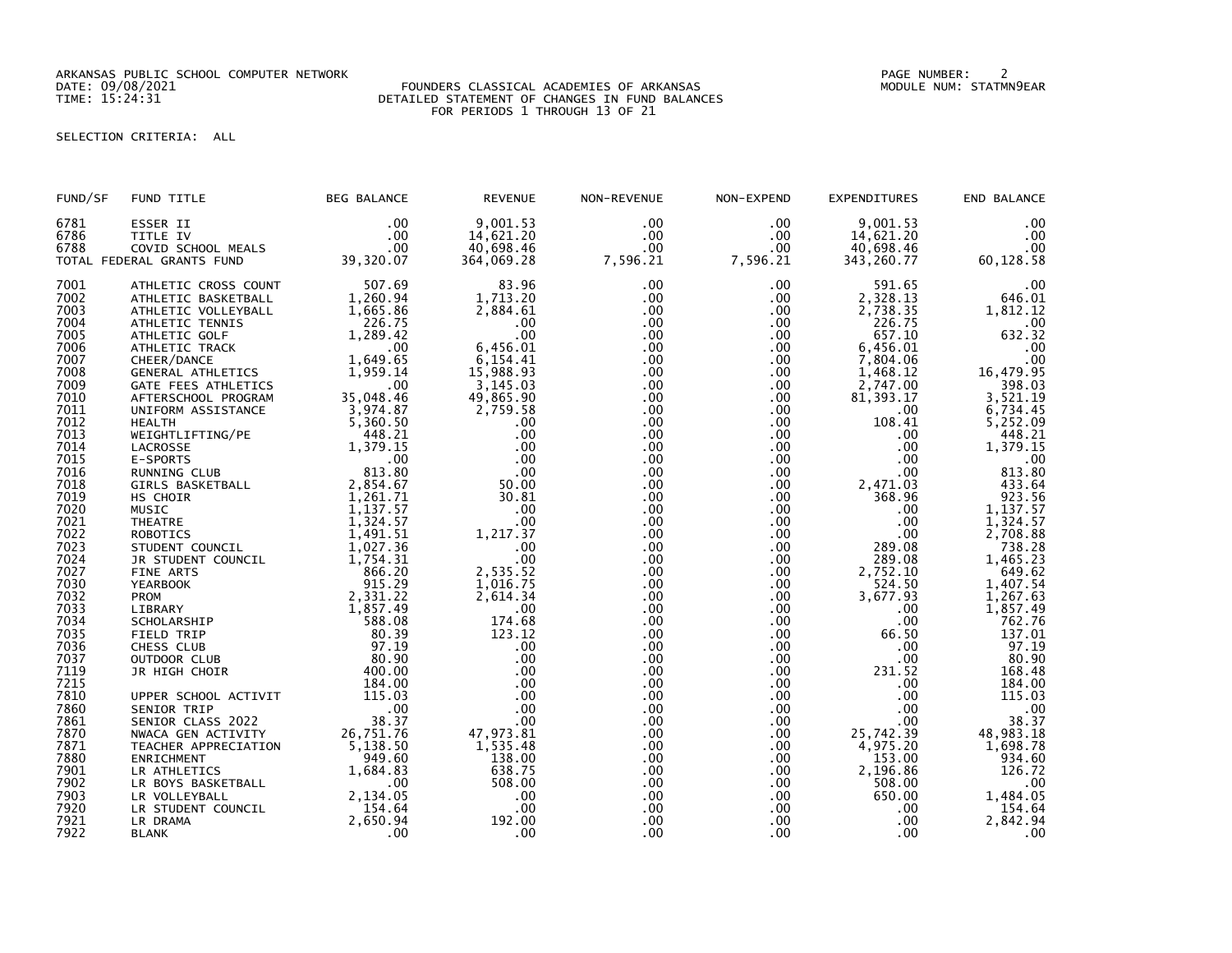ARKANSAS PUBLIC SCHOOL COMPUTER NETWORK
DATE: 09/08/2021
TIME: 15:24:31

FOUNDERS CLASSICAL ACADEMIES OF ARKANSAS
DETAILED STATEMENT OF CHANGES IN FUND BALANCES
FOR PERIODS 1 THROUGH 13 OF 21

MODULE NUM: STATMN9EAR

SELECTION CRITERIA: ALL

| FUND/SF | FUND TITLE | BEG BALANCE | REVENUE | NON-REVENUE | NON-EXPEND | EXPENDITURES | END BALANCE |
|---|---|---|---|---|---|---|---|
| 6781 | ESSER II | .00 | 9,001.53 | .00 | .00 | 9,001.53 | .00 |
| 6786 | TITLE IV | .00 | 14,621.20 | .00 | .00 | 14,621.20 | .00 |
| 6788 | COVID SCHOOL MEALS | .00 | 40,698.46 | .00 | .00 | 40,698.46 | .00 |
| TOTAL FEDERAL GRANTS FUND | | 39,320.07 | 364,069.28 | 7,596.21 | 7,596.21 | 343,260.77 | 60,128.58 |
| 7001 | ATHLETIC CROSS COUNT | 507.69 | 83.96 | .00 | .00 | 591.65 | .00 |
| 7002 | ATHLETIC BASKETBALL | 1,260.94 | 1,713.20 | .00 | .00 | 2,328.13 | 646.01 |
| 7003 | ATHLETIC VOLLEYBALL | 1,665.86 | 2,884.61 | .00 | .00 | 2,738.35 | 1,812.12 |
| 7004 | ATHLETIC TENNIS | 226.75 | .00 | .00 | .00 | 226.75 | .00 |
| 7005 | ATHLETIC GOLF | 1,289.42 | .00 | .00 | .00 | 657.10 | 632.32 |
| 7006 | ATHLETIC TRACK | .00 | 6,456.01 | .00 | .00 | 6,456.01 | .00 |
| 7007 | CHEER/DANCE | 1,649.65 | 6,154.41 | .00 | .00 | 7,804.06 | .00 |
| 7008 | GENERAL ATHLETICS | 1,959.14 | 15,988.93 | .00 | .00 | 1,468.12 | 16,479.95 |
| 7009 | GATE FEES ATHLETICS | .00 | 3,145.03 | .00 | .00 | 2,747.00 | 398.03 |
| 7010 | AFTERSCHOOL PROGRAM | 35,048.46 | 49,865.90 | .00 | .00 | 81,393.17 | 3,521.19 |
| 7011 | UNIFORM ASSISTANCE | 3,974.87 | 2,759.58 | .00 | .00 | .00 | 6,734.45 |
| 7012 | HEALTH | 5,360.50 | .00 | .00 | .00 | 108.41 | 5,252.09 |
| 7013 | WEIGHTLIFTING/PE | 448.21 | .00 | .00 | .00 | .00 | 448.21 |
| 7014 | LACROSSE | 1,379.15 | .00 | .00 | .00 | .00 | 1,379.15 |
| 7015 | E-SPORTS | .00 | .00 | .00 | .00 | .00 | .00 |
| 7016 | RUNNING CLUB | 813.80 | .00 | .00 | .00 | .00 | 813.80 |
| 7018 | GIRLS BASKETBALL | 2,854.67 | 50.00 | .00 | .00 | 2,471.03 | 433.64 |
| 7019 | HS CHOIR | 1,261.71 | 30.81 | .00 | .00 | 368.96 | 923.56 |
| 7020 | MUSIC | 1,137.57 | .00 | .00 | .00 | .00 | 1,137.57 |
| 7021 | THEATRE | 1,324.57 | .00 | .00 | .00 | .00 | 1,324.57 |
| 7022 | ROBOTICS | 1,491.51 | 1,217.37 | .00 | .00 | .00 | 2,708.88 |
| 7023 | STUDENT COUNCIL | 1,027.36 | .00 | .00 | .00 | 289.08 | 738.28 |
| 7024 | JR STUDENT COUNCIL | 1,754.31 | .00 | .00 | .00 | 289.08 | 1,465.23 |
| 7027 | FINE ARTS | 866.20 | 2,535.52 | .00 | .00 | 2,752.10 | 649.62 |
| 7030 | YEARBOOK | 915.29 | 1,016.75 | .00 | .00 | 524.50 | 1,407.54 |
| 7032 | PROM | 2,331.22 | 2,614.34 | .00 | .00 | 3,677.93 | 1,267.63 |
| 7033 | LIBRARY | 1,857.49 | .00 | .00 | .00 | .00 | 1,857.49 |
| 7034 | SCHOLARSHIP | 588.08 | 174.68 | .00 | .00 | .00 | 762.76 |
| 7035 | FIELD TRIP | 80.39 | 123.12 | .00 | .00 | 66.50 | 137.01 |
| 7036 | CHESS CLUB | 97.19 | .00 | .00 | .00 | .00 | 97.19 |
| 7037 | OUTDOOR CLUB | 80.90 | .00 | .00 | .00 | .00 | 80.90 |
| 7119 | JR HIGH CHOIR | 400.00 | .00 | .00 | .00 | 231.52 | 168.48 |
| 7215 | | 184.00 | .00 | .00 | .00 | .00 | 184.00 |
| 7810 | UPPER SCHOOL ACTIVIT | 115.03 | .00 | .00 | .00 | .00 | 115.03 |
| 7860 | SENIOR TRIP | .00 | .00 | .00 | .00 | .00 | .00 |
| 7861 | SENIOR CLASS 2022 | 38.37 | .00 | .00 | .00 | .00 | 38.37 |
| 7870 | NWACA GEN ACTIVITY | 26,751.76 | 47,973.81 | .00 | .00 | 25,742.39 | 48,983.18 |
| 7871 | TEACHER APPRECIATION | 5,138.50 | 1,535.48 | .00 | .00 | 4,975.20 | 1,698.78 |
| 7880 | ENRICHMENT | 949.60 | 138.00 | .00 | .00 | 153.00 | 934.60 |
| 7901 | LR ATHLETICS | 1,684.83 | 638.75 | .00 | .00 | 2,196.86 | 126.72 |
| 7902 | LR BOYS BASKETBALL | .00 | 508.00 | .00 | .00 | 508.00 | .00 |
| 7903 | LR VOLLEYBALL | 2,134.05 | .00 | .00 | .00 | 650.00 | 1,484.05 |
| 7920 | LR STUDENT COUNCIL | 154.64 | .00 | .00 | .00 | .00 | 154.64 |
| 7921 | LR DRAMA | 2,650.94 | 192.00 | .00 | .00 | .00 | 2,842.94 |
| 7922 | BLANK | .00 | .00 | .00 | .00 | .00 | .00 |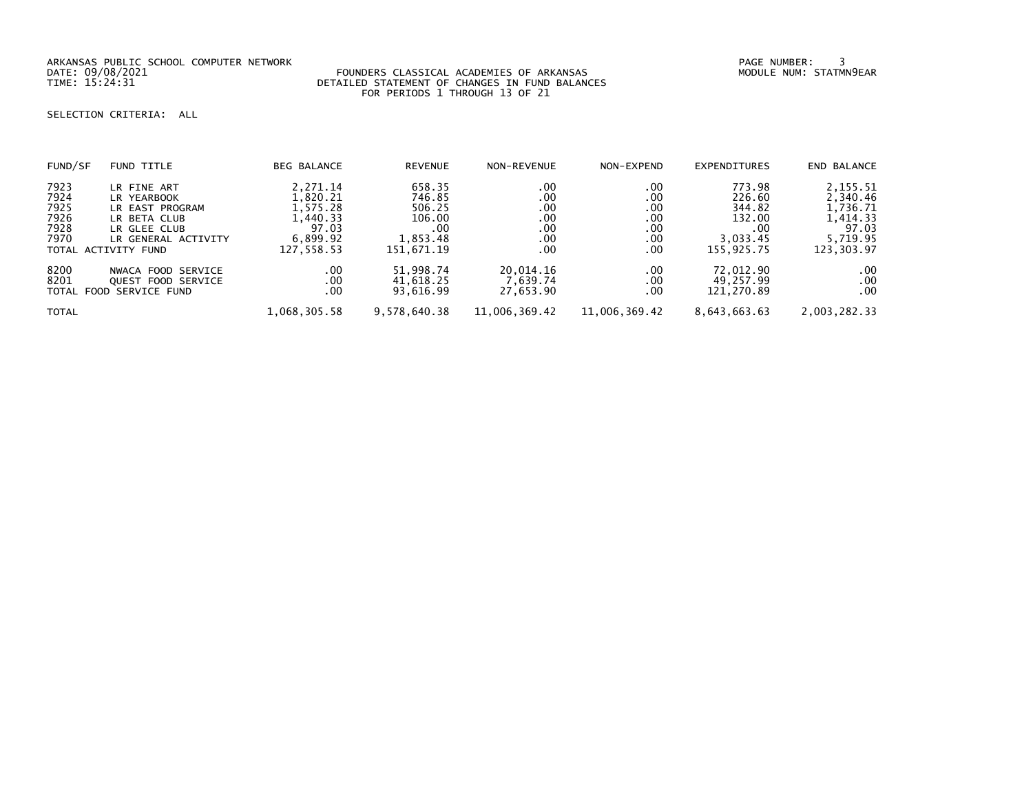ARKANSAS PUBLIC SCHOOL COMPUTER NETWORK
DATE: 09/08/2021
TIME: 15:24:31

FOUNDERS CLASSICAL ACADEMIES OF ARKANSAS
DETAILED STATEMENT OF CHANGES IN FUND BALANCES
FOR PERIODS 1 THROUGH 13 OF 21

PAGE NUMBER: 3
MODULE NUM: STATMN9EAR

SELECTION CRITERIA: ALL

| FUND/SF | FUND TITLE | BEG BALANCE | REVENUE | NON-REVENUE | NON-EXPEND | EXPENDITURES | END BALANCE |
|---|---|---|---|---|---|---|---|
| 7923 | LR FINE ART | 2,271.14 | 658.35 | .00 | .00 | 773.98 | 2,155.51 |
| 7924 | LR YEARBOOK | 1,820.21 | 746.85 | .00 | .00 | 226.60 | 2,340.46 |
| 7925 | LR EAST PROGRAM | 1,575.28 | 506.25 | .00 | .00 | 344.82 | 1,736.71 |
| 7926 | LR BETA CLUB | 1,440.33 | 106.00 | .00 | .00 | 132.00 | 1,414.33 |
| 7928 | LR GLEE CLUB | 97.03 | .00 | .00 | .00 | .00 | 97.03 |
| 7970 | LR GENERAL ACTIVITY | 6,899.92 | 1,853.48 | .00 | .00 | 3,033.45 | 5,719.95 |
| TOTAL ACTIVITY FUND | | 127,558.53 | 151,671.19 | .00 | .00 | 155,925.75 | 123,303.97 |
| 8200 | NWACA FOOD SERVICE | .00 | 51,998.74 | 20,014.16 | .00 | 72,012.90 | .00 |
| 8201 | QUEST FOOD SERVICE | .00 | 41,618.25 | 7,639.74 | .00 | 49,257.99 | .00 |
| TOTAL FOOD SERVICE FUND | | .00 | 93,616.99 | 27,653.90 | .00 | 121,270.89 | .00 |
| TOTAL | | 1,068,305.58 | 9,578,640.38 | 11,006,369.42 | 11,006,369.42 | 8,643,663.63 | 2,003,282.33 |